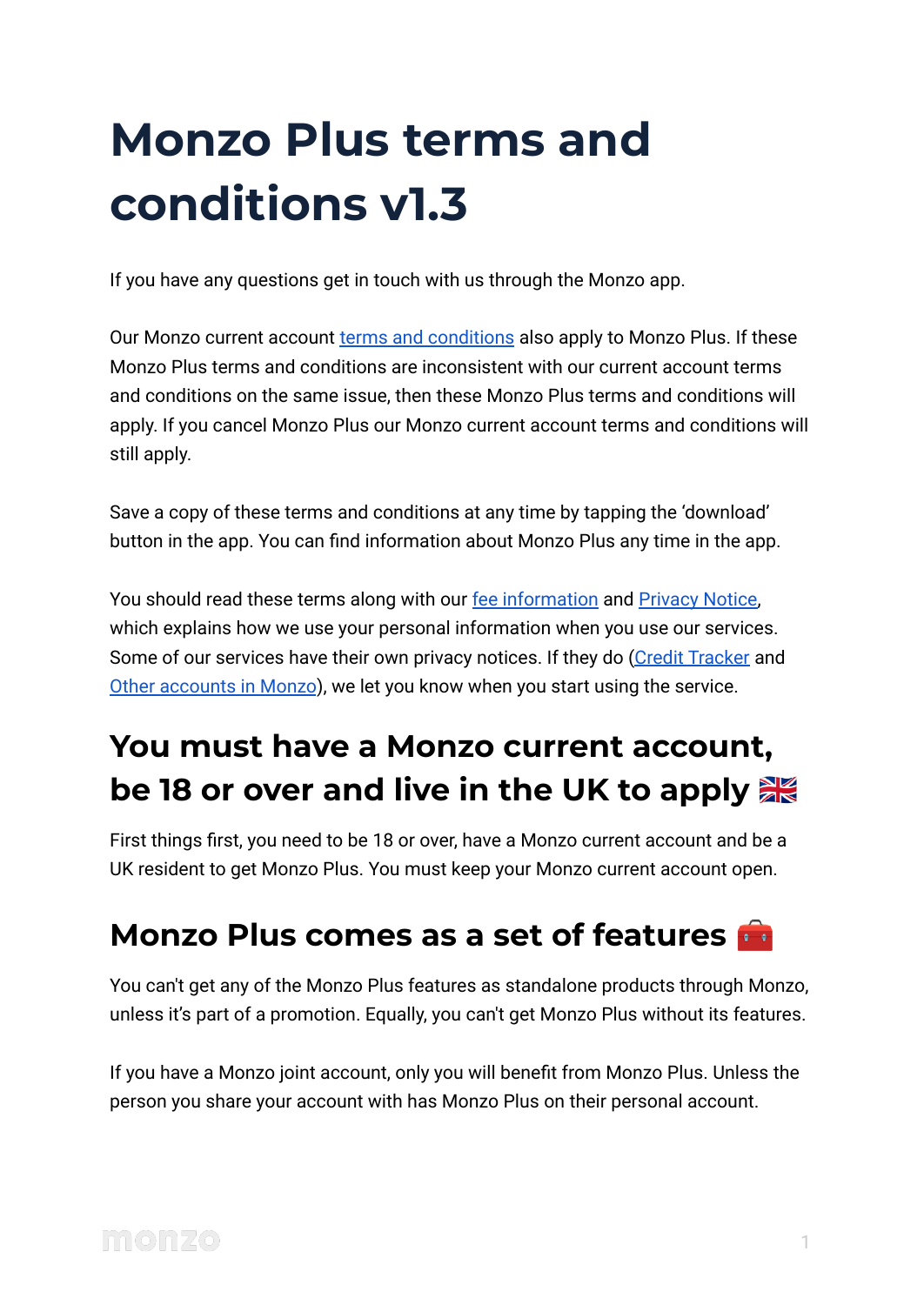# Monzo Plus terms and conditions v1.3

If you have any questions get in touch with us through the Monzo app.

Our Monzo current account [terms and conditions] also apply to Monzo Plus. If these Monzo Plus terms and conditions are inconsistent with our current account terms and conditions on the same issue, then these Monzo Plus terms and conditions will apply. If you cancel Monzo Plus our Monzo current account terms and conditions will still apply.

Save a copy of these terms and conditions at any time by tapping the 'download' button in the app. You can find information about Monzo Plus any time in the app.

You should read these terms along with our [fee information] and [Privacy Notice], which explains how we use your personal information when you use our services. Some of our services have their own privacy notices. If they do ([Credit Tracker] and [Other accounts in Monzo]), we let you know when you start using the service.

## You must have a Monzo current account, be 18 or over and live in the UK to apply 🇬🇧

First things first, you need to be 18 or over, have a Monzo current account and be a UK resident to get Monzo Plus. You must keep your Monzo current account open.

## Monzo Plus comes as a set of features 🧰

You can't get any of the Monzo Plus features as standalone products through Monzo, unless it's part of a promotion. Equally, you can't get Monzo Plus without its features.

If you have a Monzo joint account, only you will benefit from Monzo Plus. Unless the person you share your account with has Monzo Plus on their personal account.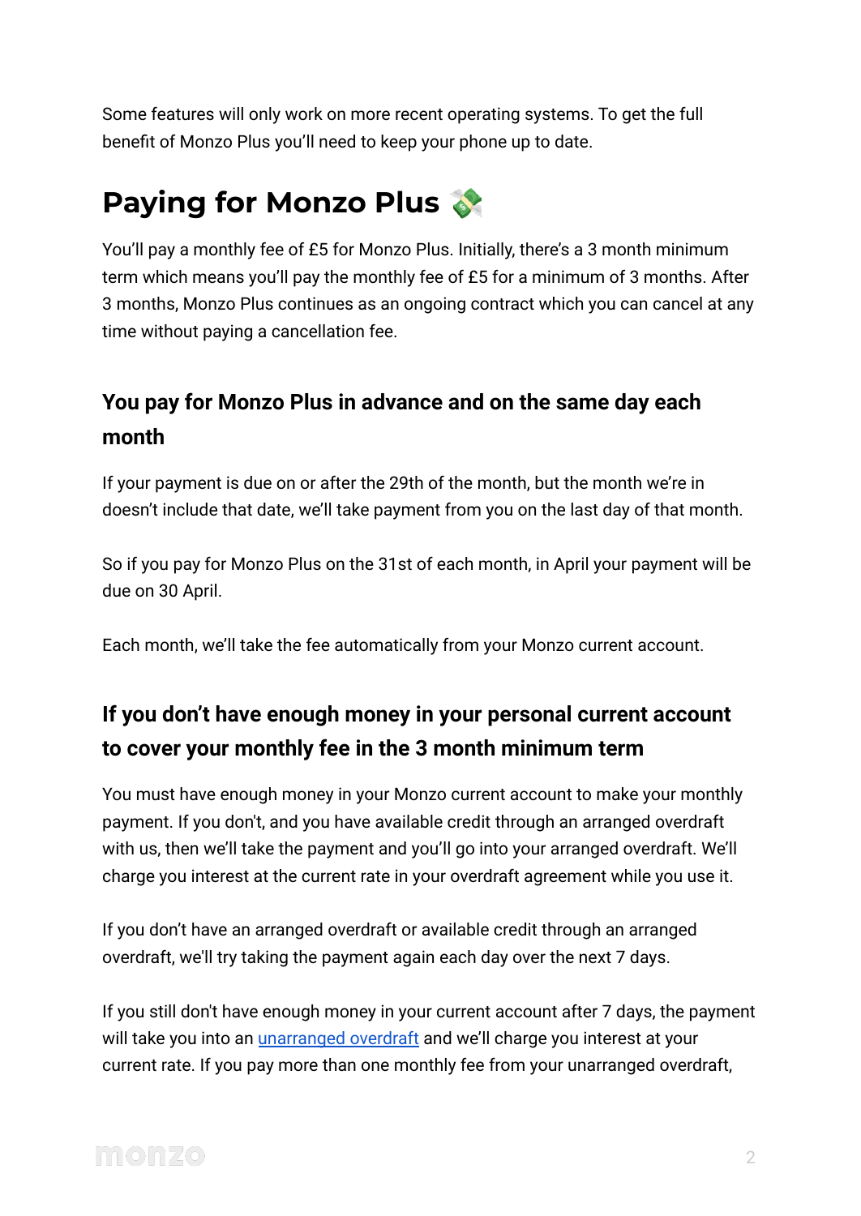Some features will only work on more recent operating systems. To get the full benefit of Monzo Plus you'll need to keep your phone up to date.

# Paying for Monzo Plus 💸

You'll pay a monthly fee of £5 for Monzo Plus. Initially, there's a 3 month minimum term which means you'll pay the monthly fee of £5 for a minimum of 3 months. After 3 months, Monzo Plus continues as an ongoing contract which you can cancel at any time without paying a cancellation fee.

## You pay for Monzo Plus in advance and on the same day each month

If your payment is due on or after the 29th of the month, but the month we're in doesn't include that date, we'll take payment from you on the last day of that month.

So if you pay for Monzo Plus on the 31st of each month, in April your payment will be due on 30 April.

Each month, we'll take the fee automatically from your Monzo current account.

## If you don't have enough money in your personal current account to cover your monthly fee in the 3 month minimum term

You must have enough money in your Monzo current account to make your monthly payment. If you don't, and you have available credit through an arranged overdraft with us, then we'll take the payment and you'll go into your arranged overdraft. We'll charge you interest at the current rate in your overdraft agreement while you use it.

If you don't have an arranged overdraft or available credit through an arranged overdraft, we'll try taking the payment again each day over the next 7 days.

If you still don't have enough money in your current account after 7 days, the payment will take you into an [unarranged overdraft]() and we'll charge you interest at your current rate. If you pay more than one monthly fee from your unarranged overdraft,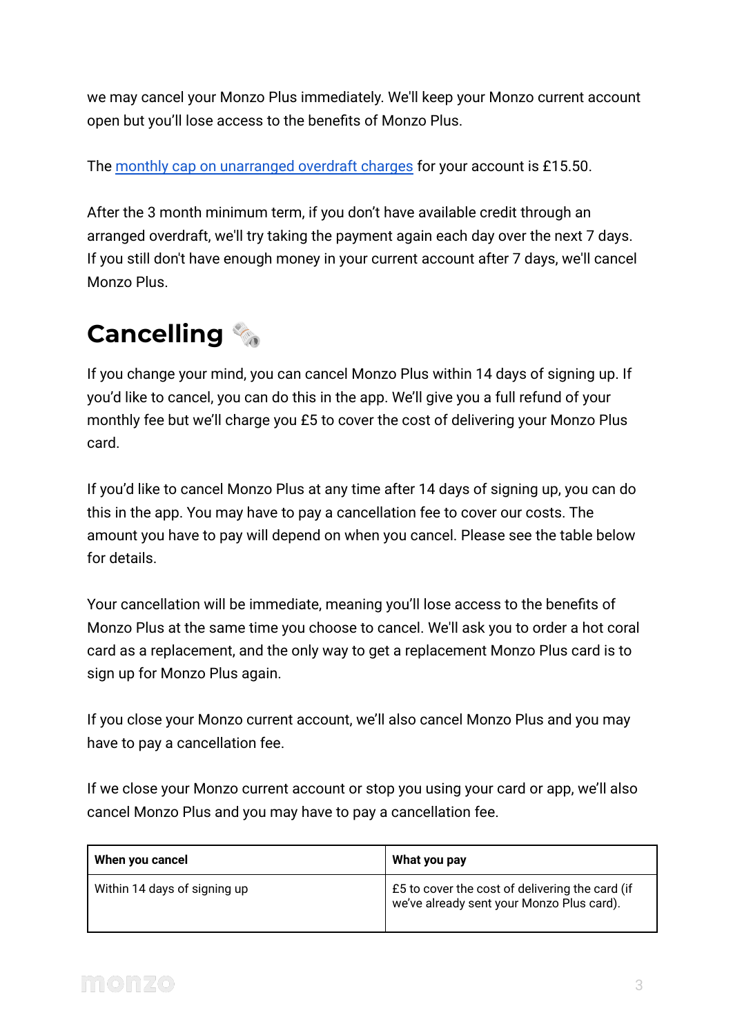we may cancel your Monzo Plus immediately. We'll keep your Monzo current account open but you'll lose access to the benefits of Monzo Plus.

The [monthly cap on unarranged overdraft charges](monthly cap on unarranged overdraft charges) for your account is £15.50.

After the 3 month minimum term, if you don't have available credit through an arranged overdraft, we'll try taking the payment again each day over the next 7 days. If you still don't have enough money in your current account after 7 days, we'll cancel Monzo Plus.

# Cancelling 🗞️

If you change your mind, you can cancel Monzo Plus within 14 days of signing up. If you'd like to cancel, you can do this in the app. We'll give you a full refund of your monthly fee but we'll charge you £5 to cover the cost of delivering your Monzo Plus card.

If you'd like to cancel Monzo Plus at any time after 14 days of signing up, you can do this in the app. You may have to pay a cancellation fee to cover our costs. The amount you have to pay will depend on when you cancel. Please see the table below for details.

Your cancellation will be immediate, meaning you'll lose access to the benefits of Monzo Plus at the same time you choose to cancel. We'll ask you to order a hot coral card as a replacement, and the only way to get a replacement Monzo Plus card is to sign up for Monzo Plus again.

If you close your Monzo current account, we'll also cancel Monzo Plus and you may have to pay a cancellation fee.

If we close your Monzo current account or stop you using your card or app, we'll also cancel Monzo Plus and you may have to pay a cancellation fee.

| When you cancel | What you pay |
|---|---|
| Within 14 days of signing up | £5 to cover the cost of delivering the card (if we've already sent your Monzo Plus card). |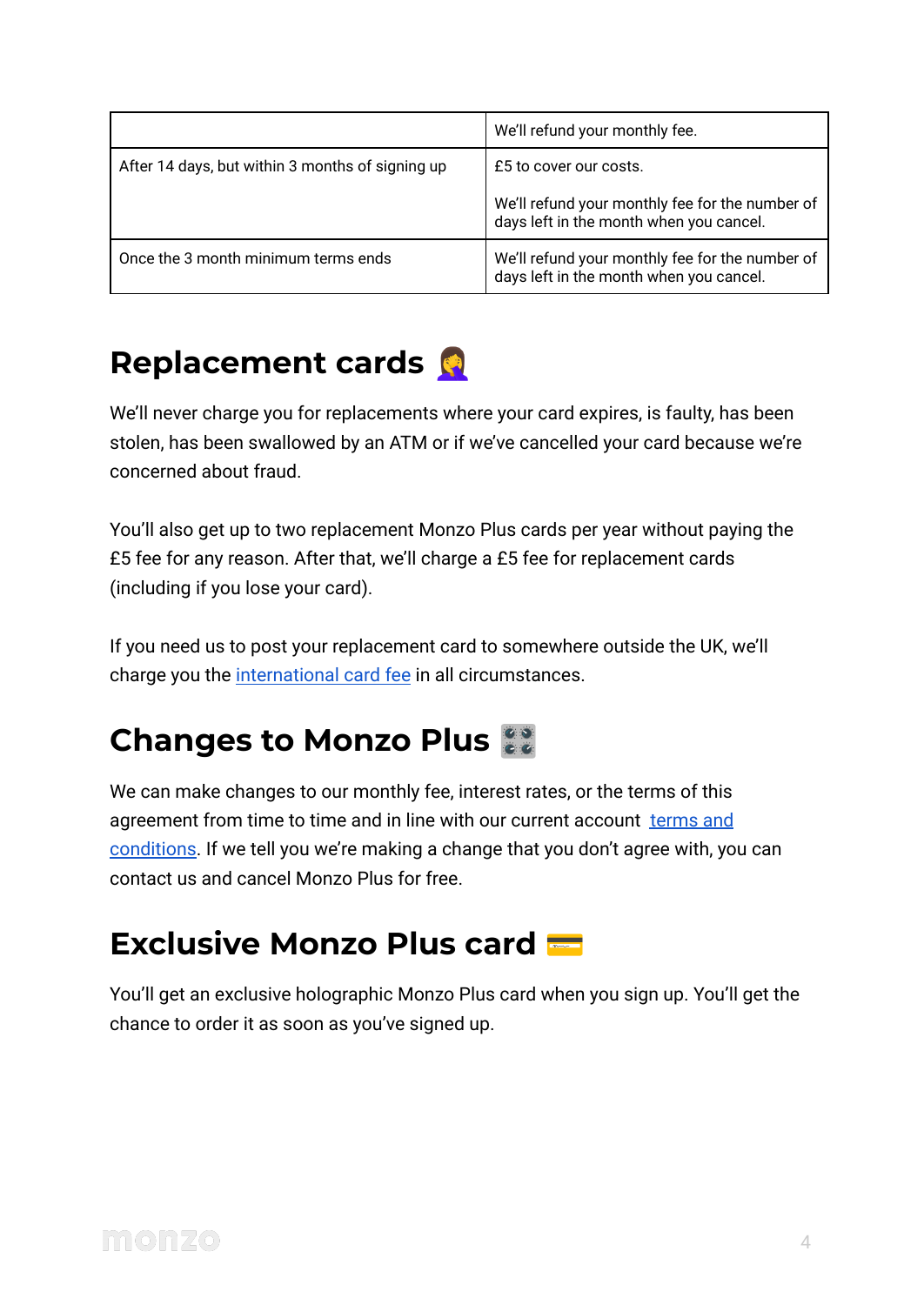| | We'll refund your monthly fee. |
|---|---|
| After 14 days, but within 3 months of signing up | £5 to cover our costs.<br><br>We'll refund your monthly fee for the number of days left in the month when you cancel. |
| Once the 3 month minimum terms ends | We'll refund your monthly fee for the number of days left in the month when you cancel. |

# Replacement cards 🤦‍♀️

We'll never charge you for replacements where your card expires, is faulty, has been stolen, has been swallowed by an ATM or if we've cancelled your card because we're concerned about fraud.

You'll also get up to two replacement Monzo Plus cards per year without paying the £5 fee for any reason. After that, we'll charge a £5 fee for replacement cards (including if you lose your card).

If you need us to post your replacement card to somewhere outside the UK, we'll charge you the international card fee in all circumstances.

# Changes to Monzo Plus 🎛️

We can make changes to our monthly fee, interest rates, or the terms of this agreement from time to time and in line with our current account terms and conditions. If we tell you we're making a change that you don't agree with, you can contact us and cancel Monzo Plus for free.

# Exclusive Monzo Plus card 💳

You'll get an exclusive holographic Monzo Plus card when you sign up. You'll get the chance to order it as soon as you've signed up.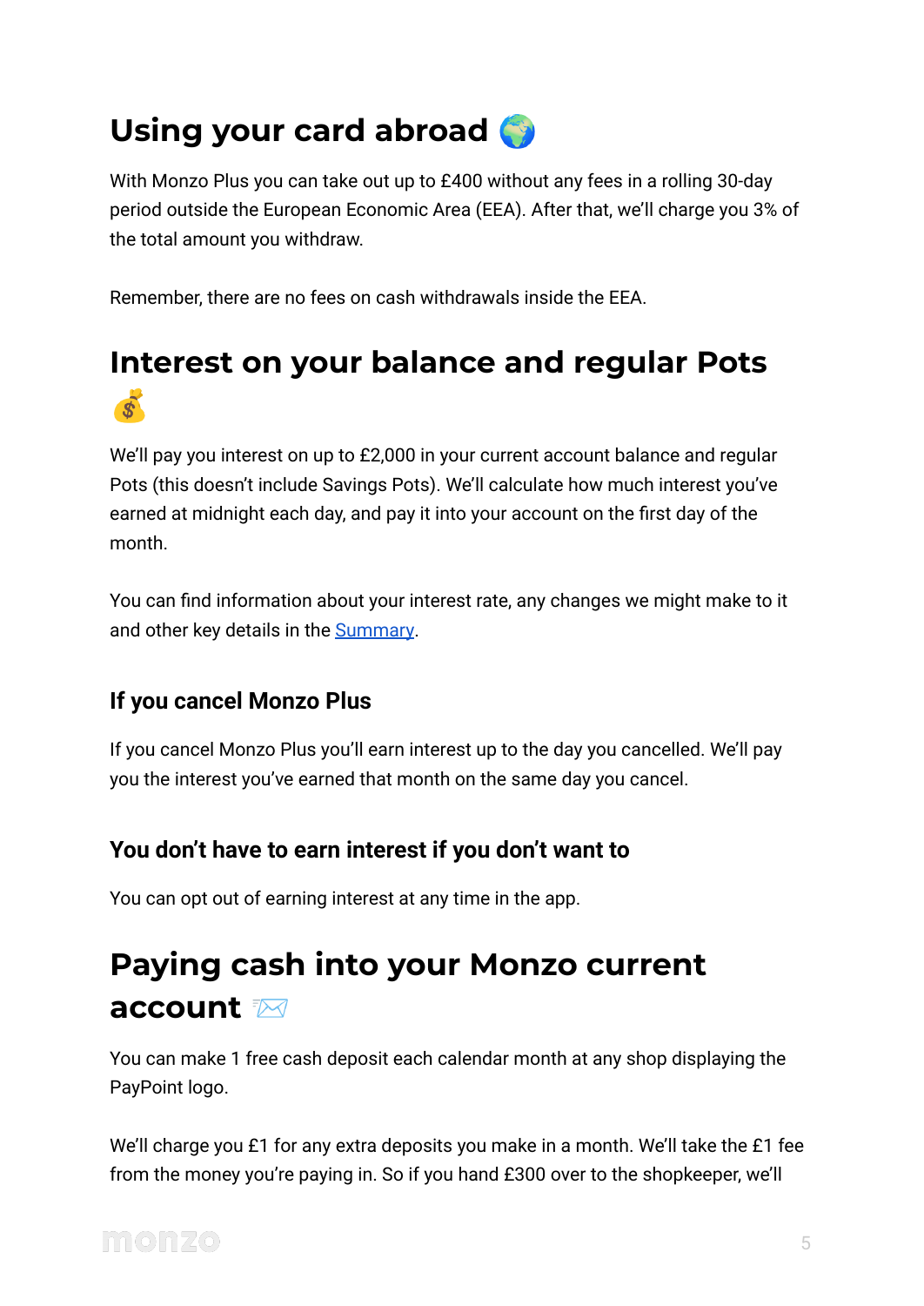# Using your card abroad 🌍

With Monzo Plus you can take out up to £400 without any fees in a rolling 30-day period outside the European Economic Area (EEA). After that, we'll charge you 3% of the total amount you withdraw.

Remember, there are no fees on cash withdrawals inside the EEA.

# Interest on your balance and regular Pots 💰

We'll pay you interest on up to £2,000 in your current account balance and regular Pots (this doesn't include Savings Pots). We'll calculate how much interest you've earned at midnight each day, and pay it into your account on the first day of the month.

You can find information about your interest rate, any changes we might make to it and other key details in the [Summary](#).

## If you cancel Monzo Plus

If you cancel Monzo Plus you'll earn interest up to the day you cancelled. We'll pay you the interest you've earned that month on the same day you cancel.

## You don't have to earn interest if you don't want to

You can opt out of earning interest at any time in the app.

# Paying cash into your Monzo current account 📨

You can make 1 free cash deposit each calendar month at any shop displaying the PayPoint logo.

We'll charge you £1 for any extra deposits you make in a month. We'll take the £1 fee from the money you're paying in. So if you hand £300 over to the shopkeeper, we'll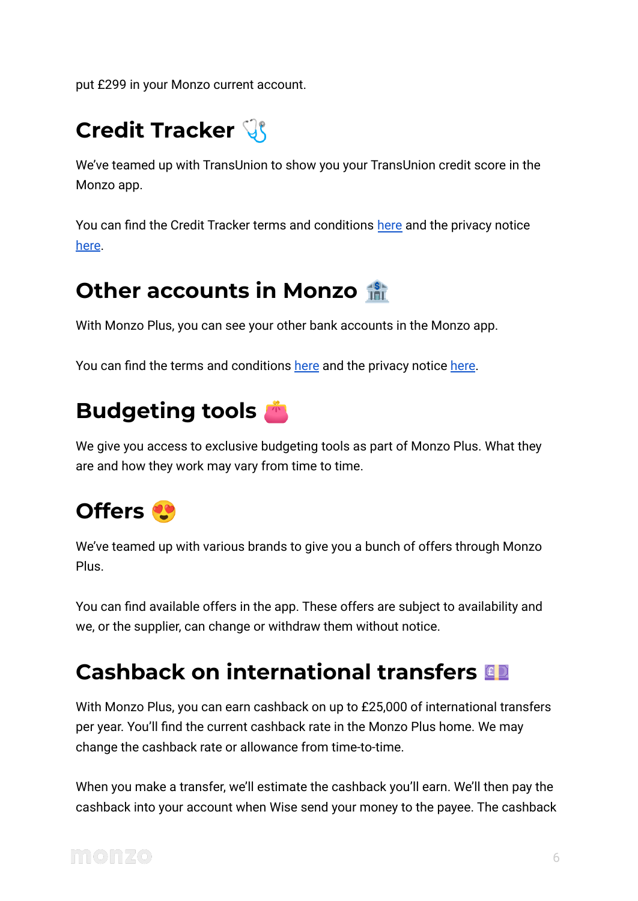put £299 in your Monzo current account.

## Credit Tracker 🩺

We've teamed up with TransUnion to show you your TransUnion credit score in the Monzo app.

You can find the Credit Tracker terms and conditions here and the privacy notice here.

## Other accounts in Monzo 🏦

With Monzo Plus, you can see your other bank accounts in the Monzo app.

You can find the terms and conditions here and the privacy notice here.

## Budgeting tools 👛

We give you access to exclusive budgeting tools as part of Monzo Plus. What they are and how they work may vary from time to time.

## Offers 😍

We've teamed up with various brands to give you a bunch of offers through Monzo Plus.

You can find available offers in the app. These offers are subject to availability and we, or the supplier, can change or withdraw them without notice.

## Cashback on international transfers 💷

With Monzo Plus, you can earn cashback on up to £25,000 of international transfers per year. You'll find the current cashback rate in the Monzo Plus home. We may change the cashback rate or allowance from time-to-time.

When you make a transfer, we'll estimate the cashback you'll earn. We'll then pay the cashback into your account when Wise send your money to the payee. The cashback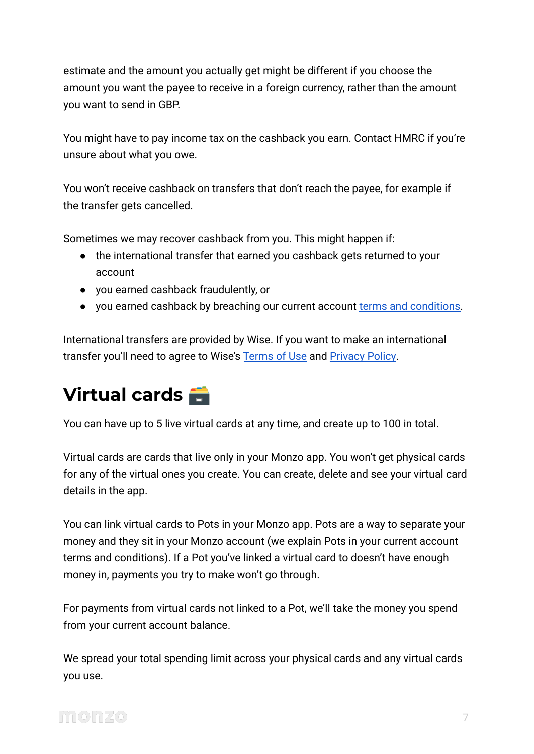estimate and the amount you actually get might be different if you choose the amount you want the payee to receive in a foreign currency, rather than the amount you want to send in GBP.

You might have to pay income tax on the cashback you earn. Contact HMRC if you're unsure about what you owe.

You won't receive cashback on transfers that don't reach the payee, for example if the transfer gets cancelled.

Sometimes we may recover cashback from you. This might happen if:

- the international transfer that earned you cashback gets returned to your account
- you earned cashback fraudulently, or
- you earned cashback by breaching our current account terms and conditions.

International transfers are provided by Wise. If you want to make an international transfer you'll need to agree to Wise's Terms of Use and Privacy Policy.

# Virtual cards 🗃️

You can have up to 5 live virtual cards at any time, and create up to 100 in total.

Virtual cards are cards that live only in your Monzo app. You won't get physical cards for any of the virtual ones you create. You can create, delete and see your virtual card details in the app.

You can link virtual cards to Pots in your Monzo app. Pots are a way to separate your money and they sit in your Monzo account (we explain Pots in your current account terms and conditions). If a Pot you've linked a virtual card to doesn't have enough money in, payments you try to make won't go through.

For payments from virtual cards not linked to a Pot, we'll take the money you spend from your current account balance.

We spread your total spending limit across your physical cards and any virtual cards you use.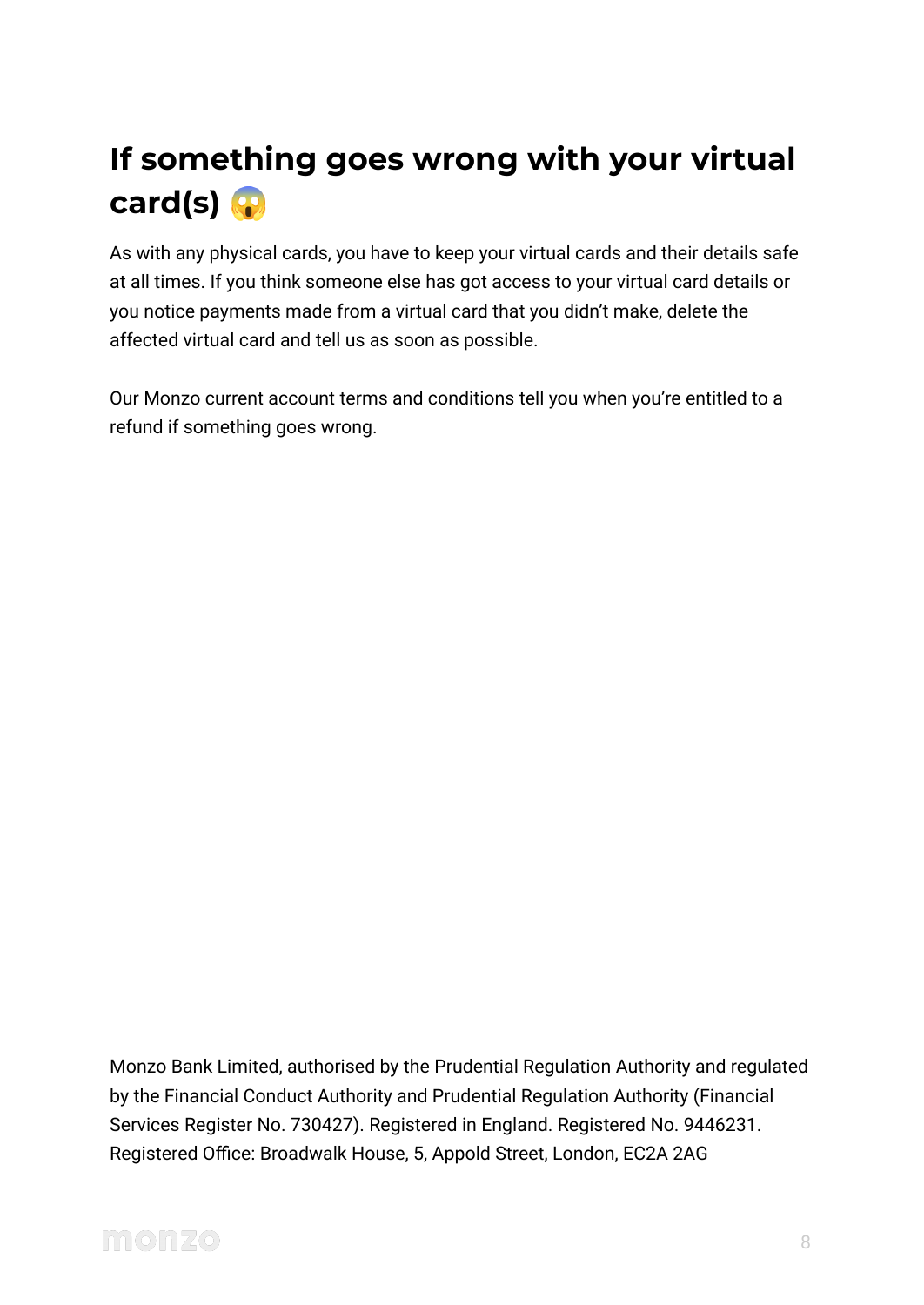# If something goes wrong with your virtual card(s) 😱

As with any physical cards, you have to keep your virtual cards and their details safe at all times. If you think someone else has got access to your virtual card details or you notice payments made from a virtual card that you didn't make, delete the affected virtual card and tell us as soon as possible.

Our Monzo current account terms and conditions tell you when you're entitled to a refund if something goes wrong.

Monzo Bank Limited, authorised by the Prudential Regulation Authority and regulated by the Financial Conduct Authority and Prudential Regulation Authority (Financial Services Register No. 730427). Registered in England. Registered No. 9446231. Registered Office: Broadwalk House, 5, Appold Street, London, EC2A 2AG